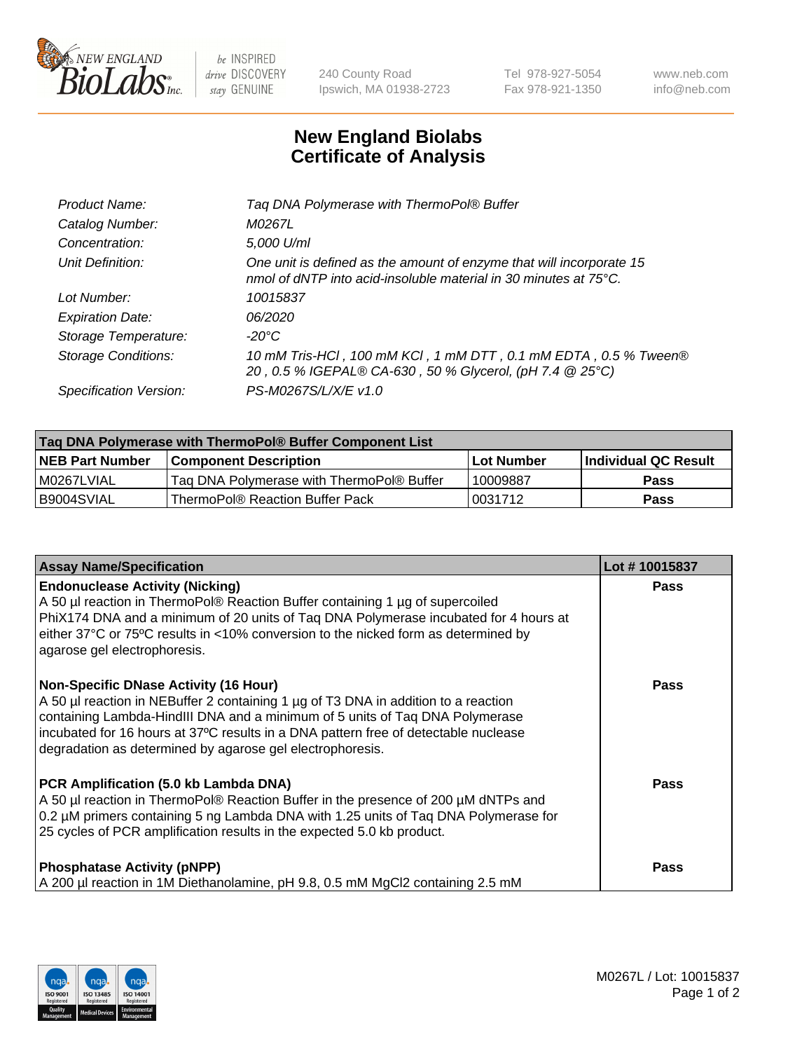# New England Biolabs Certificate of Analysis

| | |
|---|---|
| *Product Name:* | *Taq DNA Polymerase with ThermoPol® Buffer* |
| *Catalog Number:* | *M0267L* |
| *Concentration:* | *5,000 U/ml* |
| *Unit Definition:* | *One unit is defined as the amount of enzyme that will incorporate 15 nmol of dNTP into acid-insoluble material in 30 minutes at 75°C.* |
| *Lot Number:* | *10015837* |
| *Expiration Date:* | *06/2020* |
| *Storage Temperature:* | *-20°C* |
| *Storage Conditions:* | *10 mM Tris-HCl , 100 mM KCl , 1 mM DTT , 0.1 mM EDTA , 0.5 % Tween® 20 , 0.5 % IGEPAL® CA-630 , 50 % Glycerol, (pH 7.4 @ 25°C)* |
| *Specification Version:* | *PS-M0267S/L/X/E v1.0* |

| Taq DNA Polymerase with ThermoPol® Buffer Component List | | | |
|---|---|---|---|
| **NEB Part Number** | **Component Description** | **Lot Number** | **Individual QC Result** |
| M0267LVIAL | Taq DNA Polymerase with ThermoPol® Buffer | 10009887 | **Pass** |
| B9004SVIAL | ThermoPol® Reaction Buffer Pack | 0031712 | **Pass** |

| Assay Name/Specification | Lot # 10015837 |
|---|---|
| **Endonuclease Activity (Nicking)**<br>A 50 µl reaction in ThermoPol® Reaction Buffer containing 1 µg of supercoiled PhiX174 DNA and a minimum of 20 units of Taq DNA Polymerase incubated for 4 hours at either 37°C or 75ºC results in <10% conversion to the nicked form as determined by agarose gel electrophoresis. | **Pass** |
| **Non-Specific DNase Activity (16 Hour)**<br>A 50 µl reaction in NEBuffer 2 containing 1 µg of T3 DNA in addition to a reaction containing Lambda-HindIII DNA and a minimum of 5 units of Taq DNA Polymerase incubated for 16 hours at 37ºC results in a DNA pattern free of detectable nuclease degradation as determined by agarose gel electrophoresis. | **Pass** |
| **PCR Amplification (5.0 kb Lambda DNA)**<br>A 50 µl reaction in ThermoPol® Reaction Buffer in the presence of 200 µM dNTPs and 0.2 µM primers containing 5 ng Lambda DNA with 1.25 units of Taq DNA Polymerase for 25 cycles of PCR amplification results in the expected 5.0 kb product. | **Pass** |
| **Phosphatase Activity (pNPP)**<br>A 200 µl reaction in 1M Diethanolamine, pH 9.8, 0.5 mM $MgCl_2$ containing 2.5 mM | **Pass** |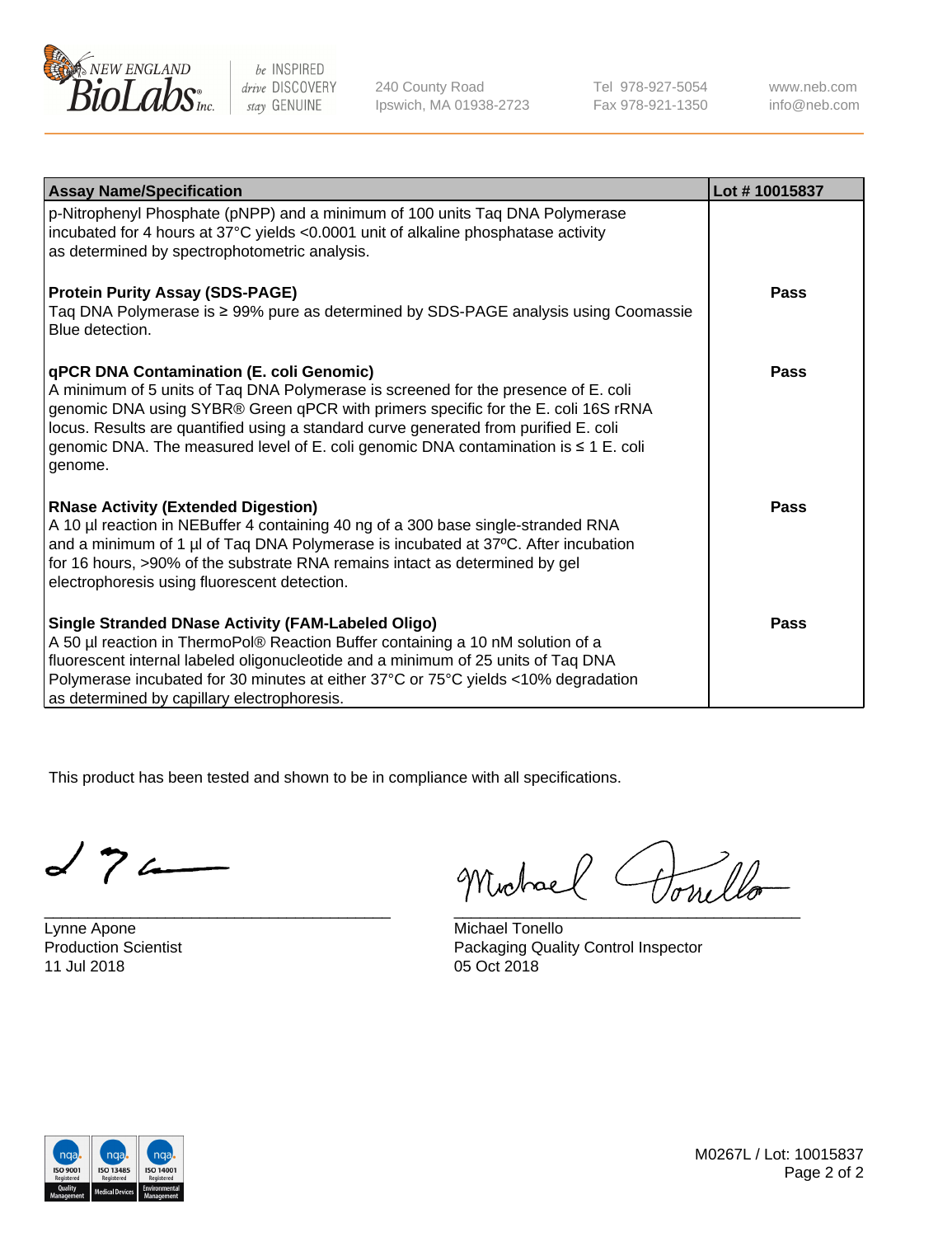| Assay Name/Specification | Lot # 10015837 |
| --- | --- |
| p-Nitrophenyl Phosphate (pNPP) and a minimum of 100 units Taq DNA Polymerase incubated for 4 hours at 37°C yields <0.0001 unit of alkaline phosphatase activity as determined by spectrophotometric analysis. | |
| **Protein Purity Assay (SDS-PAGE)** Taq DNA Polymerase is ≥ 99% pure as determined by SDS-PAGE analysis using Coomassie Blue detection. | Pass |
| **qPCR DNA Contamination (E. coli Genomic)** A minimum of 5 units of Taq DNA Polymerase is screened for the presence of E. coli genomic DNA using SYBR® Green qPCR with primers specific for the E. coli 16S rRNA locus. Results are quantified using a standard curve generated from purified E. coli genomic DNA. The measured level of E. coli genomic DNA contamination is ≤ 1 E. coli genome. | Pass |
| **RNase Activity (Extended Digestion)** A 10 µl reaction in NEBuffer 4 containing 40 ng of a 300 base single-stranded RNA and a minimum of 1 µl of Taq DNA Polymerase is incubated at 37ºC. After incubation for 16 hours, >90% of the substrate RNA remains intact as determined by gel electrophoresis using fluorescent detection. | Pass |
| **Single Stranded DNase Activity (FAM-Labeled Oligo)** A 50 µl reaction in ThermoPol® Reaction Buffer containing a 10 nM solution of a fluorescent internal labeled oligonucleotide and a minimum of 25 units of Taq DNA Polymerase incubated for 30 minutes at either 37°C or 75°C yields <10% degradation as determined by capillary electrophoresis. | Pass |

This product has been tested and shown to be in compliance with all specifications.

Lynne Apone
Production Scientist
11 Jul 2018

Michael Tonello
Packaging Quality Control Inspector
05 Oct 2018

M0267L / Lot: 10015837